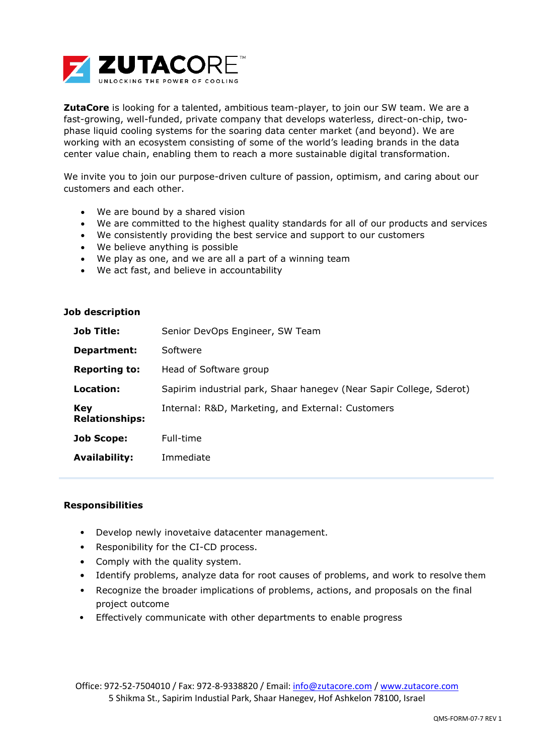**ZutaCore** is looking for a talented, ambitious team-player, to join our SW team. We are a fast-growing, well-funded, private company that develops waterless, direct-on-chip, two-phase liquid cooling systems for the soaring data center market (and beyond). We are working with an ecosystem consisting of some of the world's leading brands in the data center value chain, enabling them to reach a more sustainable digital transformation.

We invite you to join our purpose-driven culture of passion, optimism, and caring about our customers and each other.

- We are bound by a shared vision
- We are committed to the highest quality standards for all of our products and services
- We consistently providing the best service and support to our customers
- We believe anything is possible
- We play as one, and we are all a part of a winning team
- We act fast, and believe in accountability

**Job description**

| | |
|---|---|
| **Job Title:** | Senior DevOps Engineer, SW Team |
| **Department:** | Softwere |
| **Reporting to:** | Head of Software group |
| **Location:** | Sapirim industrial park, Shaar hanegev (Near Sapir College, Sderot) |
| **Key Relationships:** | Internal: R&D, Marketing, and External: Customers |
| **Job Scope:** | Full-time |
| **Availability:** | Immediate |

**Responsibilities**

- Develop newly inovetaive datacenter management.
- Responibility for the CI-CD process.
- Comply with the quality system.
- Identify problems, analyze data for root causes of problems, and work to resolve them
- Recognize the broader implications of problems, actions, and proposals on the final project outcome
- Effectively communicate with other departments to enable progress

Office: 972-52-7504010 / Fax: 972-8-9338820 / Email: info@zutacore.com / www.zutacore.com
5 Shikma St., Sapirim Industial Park, Shaar Hanegev, Hof Ashkelon 78100, Israel

QMS-FORM-07-7 REV 1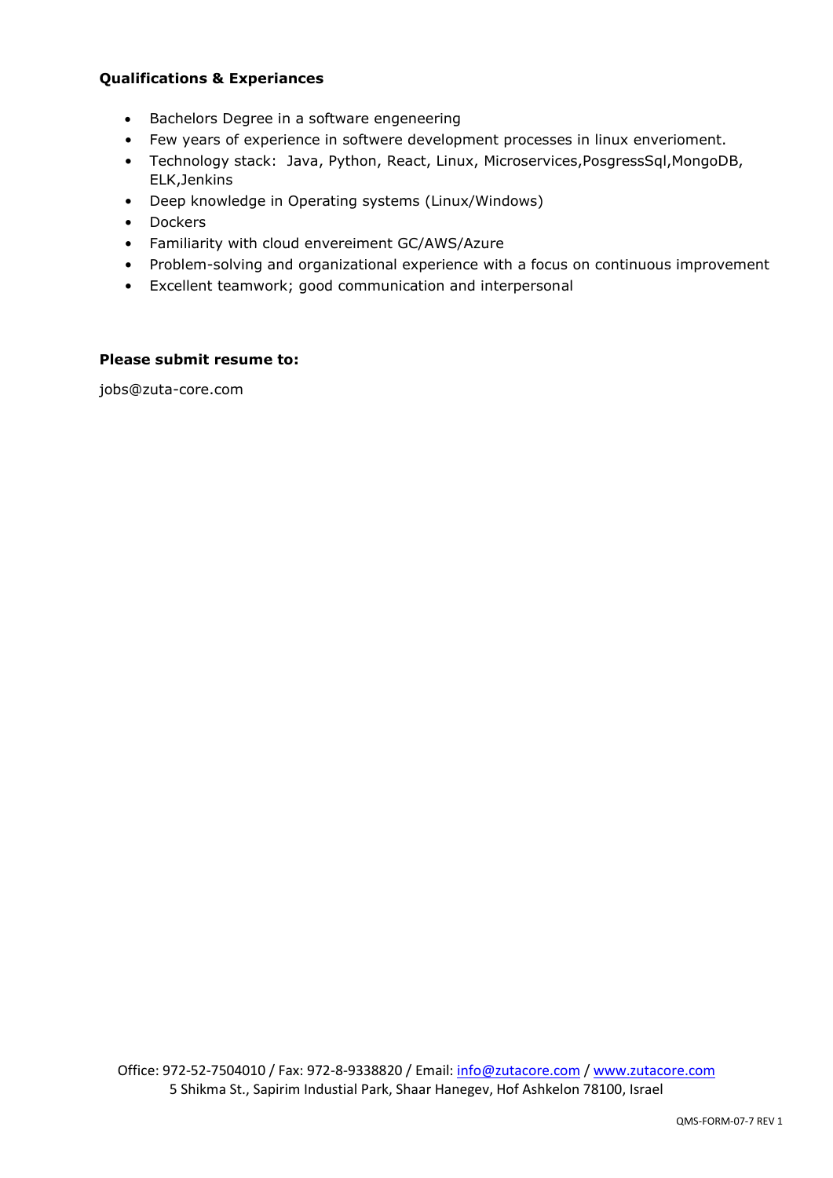**Qualifications & Experiances**

- Bachelors Degree in a software engeneering
- Few years of experience in softwere development processes in linux enverioment.
- Technology stack:  Java, Python, React, Linux, Microservices,PosgressSql,MongoDB, ELK,Jenkins
- Deep knowledge in Operating systems (Linux/Windows)
- Dockers
- Familiarity with cloud envereiment GC/AWS/Azure
- Problem-solving and organizational experience with a focus on continuous improvement
- Excellent teamwork; good communication and interpersonal

**Please submit resume to:**

jobs@zuta-core.com

Office: 972-52-7504010 / Fax: 972-8-9338820 / Email: info@zutacore.com / www.zutacore.com
5 Shikma St., Sapirim Industial Park, Shaar Hanegev, Hof Ashkelon 78100, Israel

QMS-FORM-07-7 REV 1